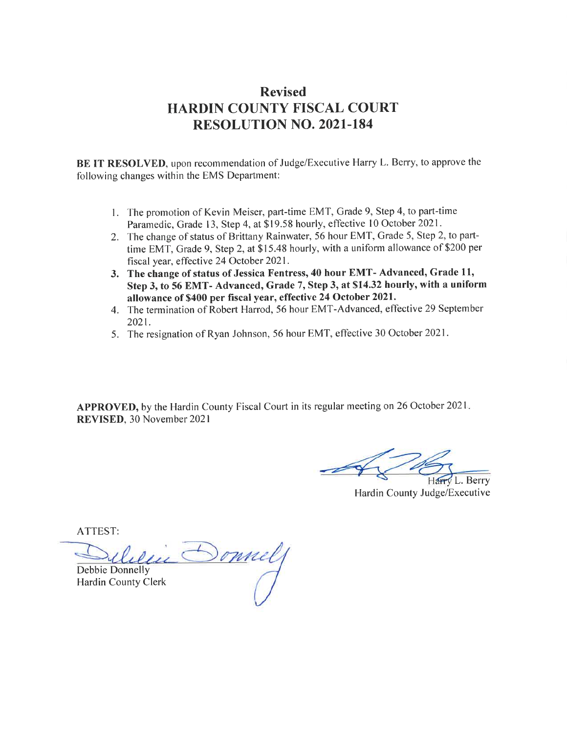# Revised
# HARDIN COUNTY FISCAL COURT
# RESOLUTION NO. 2021-184

**BE IT RESOLVED**, upon recommendation of Judge/Executive Harry L. Berry, to approve the following changes within the EMS Department:

1. The promotion of Kevin Meiser, part-time EMT, Grade 9, Step 4, to part-time Paramedic, Grade 13, Step 4, at $19.58 hourly, effective 10 October 2021.
2. The change of status of Brittany Rainwater, 56 hour EMT, Grade 5, Step 2, to part-time EMT, Grade 9, Step 2, at $15.48 hourly, with a uniform allowance of $200 per fiscal year, effective 24 October 2021.
3. **The change of status of Jessica Fentress, 40 hour EMT- Advanced, Grade 11, Step 3, to 56 EMT- Advanced, Grade 7, Step 3, at $14.32 hourly, with a uniform allowance of $400 per fiscal year, effective 24 October 2021.**
4. The termination of Robert Harrod, 56 hour EMT-Advanced, effective 29 September 2021.
5. The resignation of Ryan Johnson, 56 hour EMT, effective 30 October 2021.

**APPROVED,** by the Hardin County Fiscal Court in its regular meeting on 26 October 2021.
**REVISED**, 30 November 2021

Harry L. Berry
Hardin County Judge/Executive

ATTEST:

Debbie Donnelly
Hardin County Clerk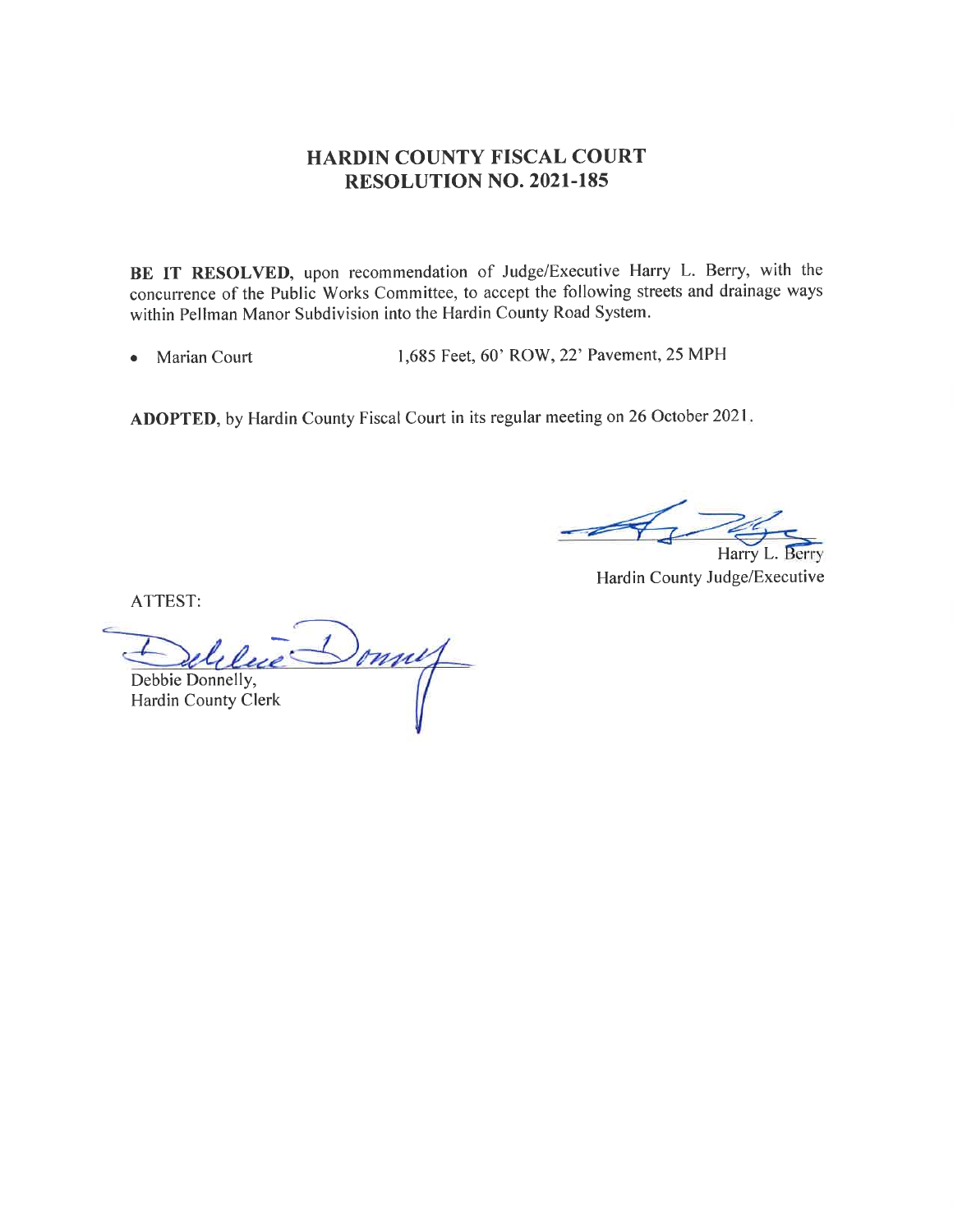# HARDIN COUNTY FISCAL COURT
# RESOLUTION NO. 2021-185

**BE IT RESOLVED**, upon recommendation of Judge/Executive Harry L. Berry, with the concurrence of the Public Works Committee, to accept the following streets and drainage ways within Pellman Manor Subdivision into the Hardin County Road System.

- Marian Court 1,685 Feet, 60' ROW, 22' Pavement, 25 MPH

**ADOPTED**, by Hardin County Fiscal Court in its regular meeting on 26 October 2021.

Harry L. Berry
Hardin County Judge/Executive

ATTEST:

Debbie Donnelly,
Hardin County Clerk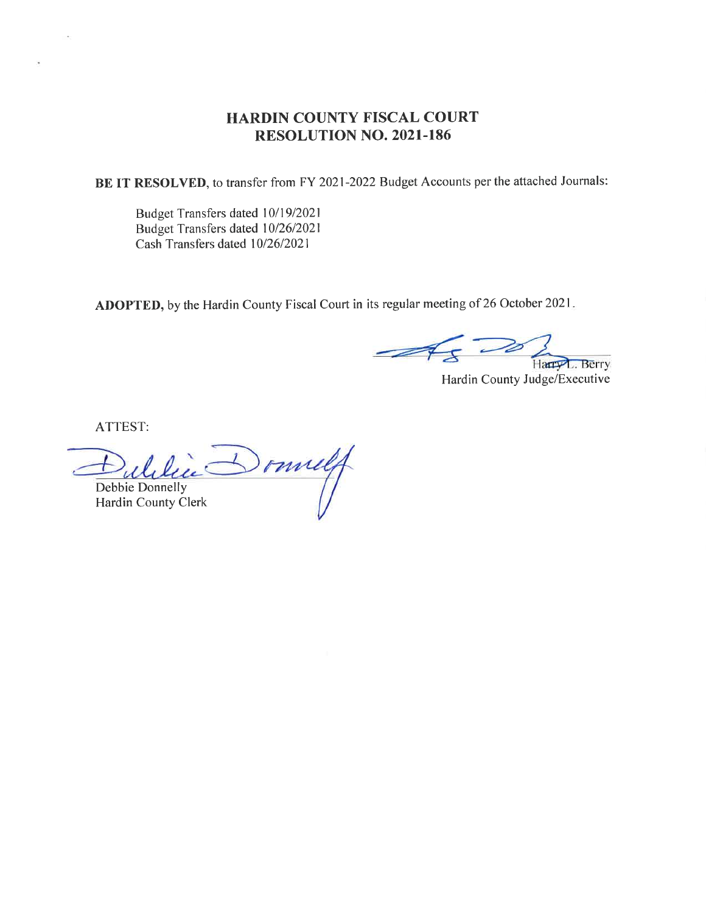# HARDIN COUNTY FISCAL COURT
## RESOLUTION NO. 2021-186

**BE IT RESOLVED**, to transfer from FY 2021-2022 Budget Accounts per the attached Journals:

Budget Transfers dated 10/19/2021
Budget Transfers dated 10/26/2021
Cash Transfers dated 10/26/2021

**ADOPTED,** by the Hardin County Fiscal Court in its regular meeting of 26 October 2021.

Harry L. Berry
Hardin County Judge/Executive

ATTEST:

Debbie Donnelly
Hardin County Clerk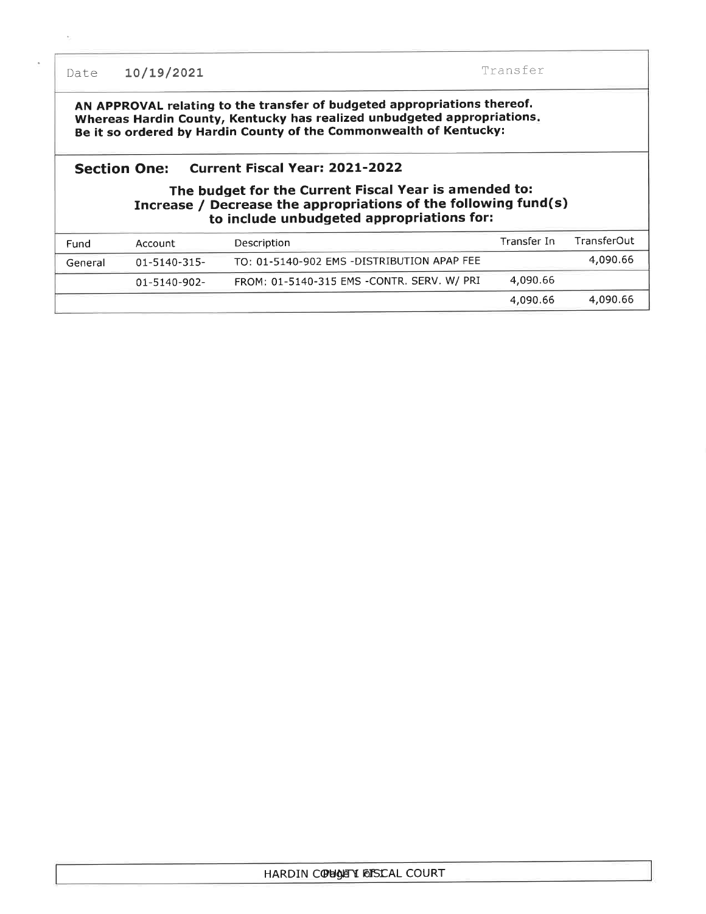Date 10/19/2021 Transfer

**AN APPROVAL relating to the transfer of budgeted appropriations thereof.**
**Whereas Hardin County, Kentucky has realized unbudgeted appropriations.**
**Be it so ordered by Hardin County of the Commonwealth of Kentucky:**

## Section One: Current Fiscal Year: 2021-2022

### The budget for the Current Fiscal Year is amended to: Increase / Decrease the appropriations of the following fund(s) to include unbudgeted appropriations for:

| Fund | Account | Description | Transfer In | TransferOut |
|---|---|---|---|---|
| General | 01-5140-315- | TO: 01-5140-902 EMS -DISTRIBUTION APAP FEE | | 4,090.66 |
| | 01-5140-902- | FROM: 01-5140-315 EMS -CONTR. SERV. W/ PRI | 4,090.66 | |
| | | | 4,090.66 | 4,090.66 |

HARDIN COUNTY FISCAL COURT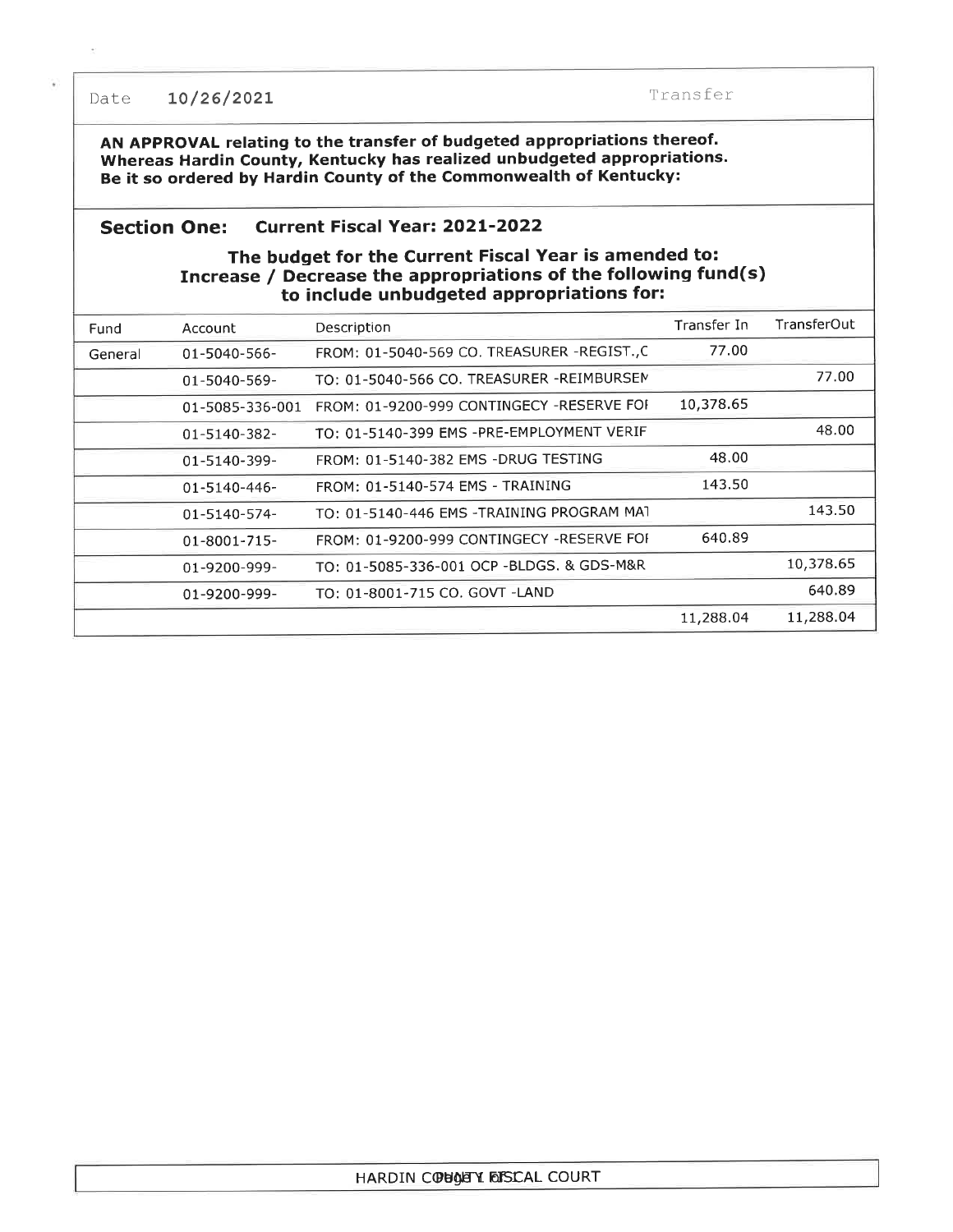Date 10/26/2021 Transfer

**AN APPROVAL relating to the transfer of budgeted appropriations thereof.**
**Whereas Hardin County, Kentucky has realized unbudgeted appropriations.**
**Be it so ordered by Hardin County of the Commonwealth of Kentucky:**

## Section One: Current Fiscal Year: 2021-2022

### The budget for the Current Fiscal Year is amended to: Increase / Decrease the appropriations of the following fund(s) to include unbudgeted appropriations for:

| Fund | Account | Description | Transfer In | TransferOut |
|---|---|---|---|---|
| General | 01-5040-566- | FROM: 01-5040-569 CO. TREASURER -REGIST.,C | 77.00 | |
| | 01-5040-569- | TO: 01-5040-566 CO. TREASURER -REIMBURSEM | | 77.00 |
| | 01-5085-336-001 | FROM: 01-9200-999 CONTINGECY -RESERVE FOI | 10,378.65 | |
| | 01-5140-382- | TO: 01-5140-399 EMS -PRE-EMPLOYMENT VERIF | | 48.00 |
| | 01-5140-399- | FROM: 01-5140-382 EMS -DRUG TESTING | 48.00 | |
| | 01-5140-446- | FROM: 01-5140-574 EMS - TRAINING | 143.50 | |
| | 01-5140-574- | TO: 01-5140-446 EMS -TRAINING PROGRAM MAT | | 143.50 |
| | 01-8001-715- | FROM: 01-9200-999 CONTINGECY -RESERVE FOI | 640.89 | |
| | 01-9200-999- | TO: 01-5085-336-001 OCP -BLDGS. & GDS-M&R | | 10,378.65 |
| | 01-9200-999- | TO: 01-8001-715 CO. GOVT -LAND | | 640.89 |
| | | | 11,288.04 | 11,288.04 |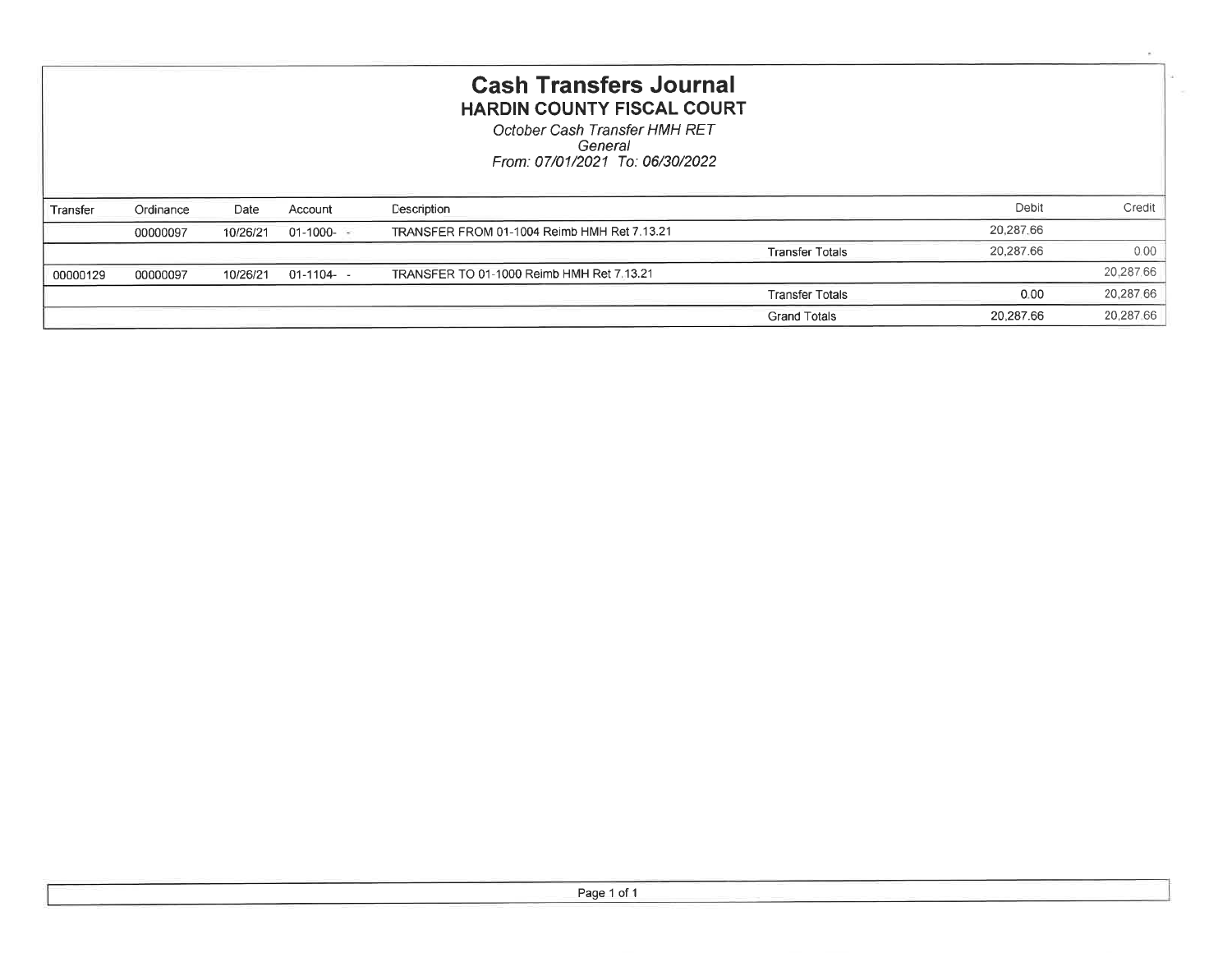# Cash Transfers Journal

## HARDIN COUNTY FISCAL COURT

*October Cash Transfer HMH RET*
*General*
*From: 07/01/2021 To: 06/30/2022*

| Transfer | Ordinance | Date | Account | Description | | Debit | Credit |
|---|---|---|---|---|---|---|---|
| | 00000097 | 10/26/21 | 01-1000- - | TRANSFER FROM 01-1004 Reimb HMH Ret 7.13.21 | | 20,287.66 | |
| | | | | | Transfer Totals | 20,287.66 | 0.00 |
| 00000129 | 00000097 | 10/26/21 | 01-1104- - | TRANSFER TO 01-1000 Reimb HMH Ret 7.13.21 | | | 20,287.66 |
| | | | | | Transfer Totals | 0.00 | 20,287.66 |
| | | | | | Grand Totals | 20,287.66 | 20,287.66 |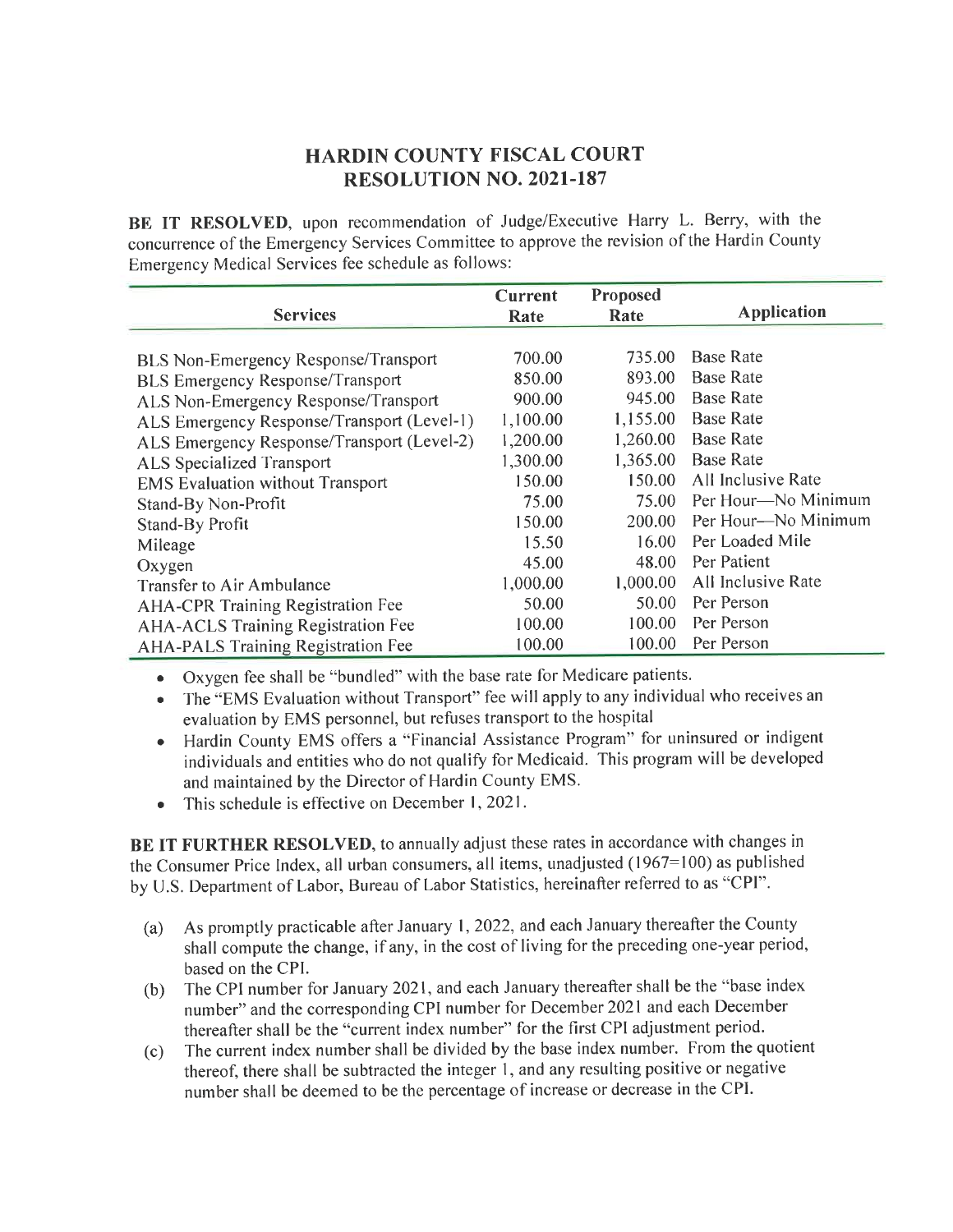# HARDIN COUNTY FISCAL COURT
# RESOLUTION NO. 2021-187

**BE IT RESOLVED**, upon recommendation of Judge/Executive Harry L. Berry, with the concurrence of the Emergency Services Committee to approve the revision of the Hardin County Emergency Medical Services fee schedule as follows:

| Services | Current Rate | Proposed Rate | Application |
|---|---|---|---|
| BLS Non-Emergency Response/Transport | 700.00 | 735.00 | Base Rate |
| BLS Emergency Response/Transport | 850.00 | 893.00 | Base Rate |
| ALS Non-Emergency Response/Transport | 900.00 | 945.00 | Base Rate |
| ALS Emergency Response/Transport (Level-1) | 1,100.00 | 1,155.00 | Base Rate |
| ALS Emergency Response/Transport (Level-2) | 1,200.00 | 1,260.00 | Base Rate |
| ALS Specialized Transport | 1,300.00 | 1,365.00 | Base Rate |
| EMS Evaluation without Transport | 150.00 | 150.00 | All Inclusive Rate |
| Stand-By Non-Profit | 75.00 | 75.00 | Per Hour—No Minimum |
| Stand-By Profit | 150.00 | 200.00 | Per Hour—No Minimum |
| Mileage | 15.50 | 16.00 | Per Loaded Mile |
| Oxygen | 45.00 | 48.00 | Per Patient |
| Transfer to Air Ambulance | 1,000.00 | 1,000.00 | All Inclusive Rate |
| AHA-CPR Training Registration Fee | 50.00 | 50.00 | Per Person |
| AHA-ACLS Training Registration Fee | 100.00 | 100.00 | Per Person |
| AHA-PALS Training Registration Fee | 100.00 | 100.00 | Per Person |

- Oxygen fee shall be "bundled" with the base rate for Medicare patients.
- The "EMS Evaluation without Transport" fee will apply to any individual who receives an evaluation by EMS personnel, but refuses transport to the hospital
- Hardin County EMS offers a "Financial Assistance Program" for uninsured or indigent individuals and entities who do not qualify for Medicaid. This program will be developed and maintained by the Director of Hardin County EMS.
- This schedule is effective on December 1, 2021.

**BE IT FURTHER RESOLVED**, to annually adjust these rates in accordance with changes in the Consumer Price Index, all urban consumers, all items, unadjusted (1967=100) as published by U.S. Department of Labor, Bureau of Labor Statistics, hereinafter referred to as "CPI".

(a) As promptly practicable after January 1, 2022, and each January thereafter the County shall compute the change, if any, in the cost of living for the preceding one-year period, based on the CPI.

(b) The CPI number for January 2021, and each January thereafter shall be the "base index number" and the corresponding CPI number for December 2021 and each December thereafter shall be the "current index number" for the first CPI adjustment period.

(c) The current index number shall be divided by the base index number. From the quotient thereof, there shall be subtracted the integer 1, and any resulting positive or negative number shall be deemed to be the percentage of increase or decrease in the CPI.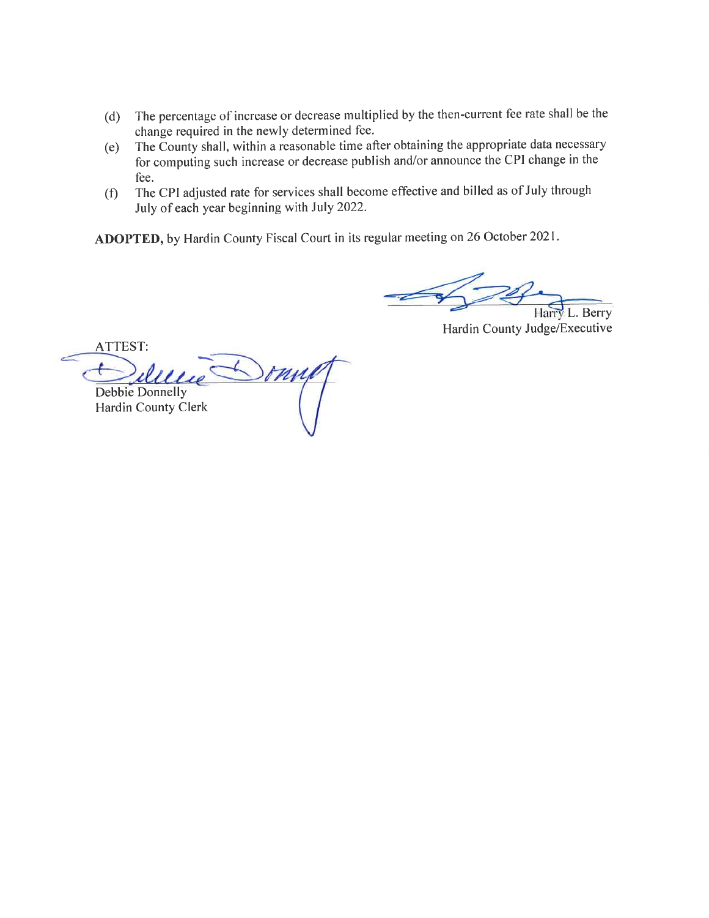(d) The percentage of increase or decrease multiplied by the then-current fee rate shall be the change required in the newly determined fee.

(e) The County shall, within a reasonable time after obtaining the appropriate data necessary for computing such increase or decrease publish and/or announce the CPI change in the fee.

(f) The CPI adjusted rate for services shall become effective and billed as of July through July of each year beginning with July 2022.

**ADOPTED,** by Hardin County Fiscal Court in its regular meeting on 26 October 2021.

Harry L. Berry
Hardin County Judge/Executive

ATTEST:

Debbie Donnelly
Hardin County Clerk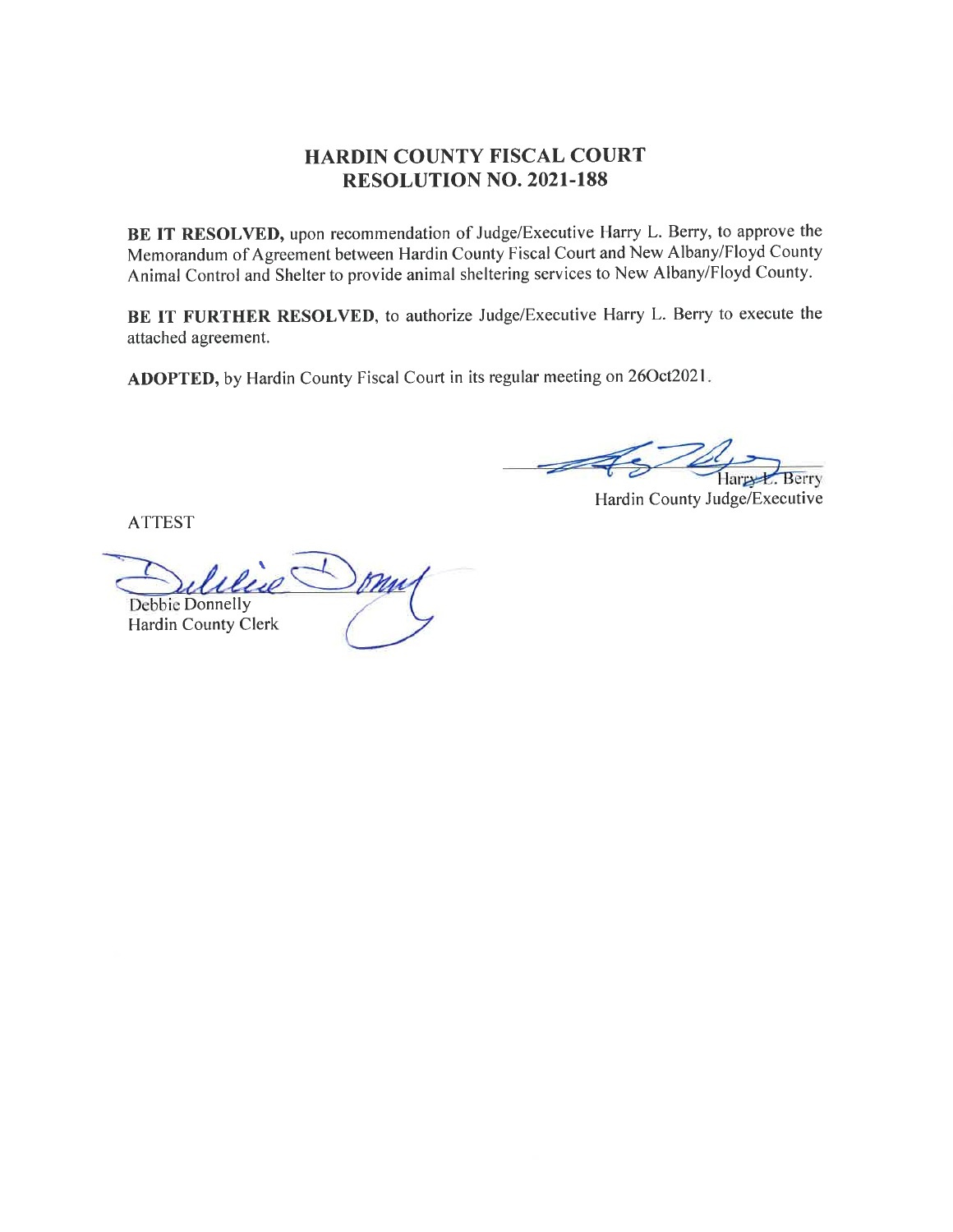# HARDIN COUNTY FISCAL COURT
## RESOLUTION NO. 2021-188

**BE IT RESOLVED,** upon recommendation of Judge/Executive Harry L. Berry, to approve the Memorandum of Agreement between Hardin County Fiscal Court and New Albany/Floyd County Animal Control and Shelter to provide animal sheltering services to New Albany/Floyd County.

**BE IT FURTHER RESOLVED,** to authorize Judge/Executive Harry L. Berry to execute the attached agreement.

**ADOPTED,** by Hardin County Fiscal Court in its regular meeting on 26Oct2021.

Harry L. Berry
Hardin County Judge/Executive

ATTEST

Debbie Donnelly
Hardin County Clerk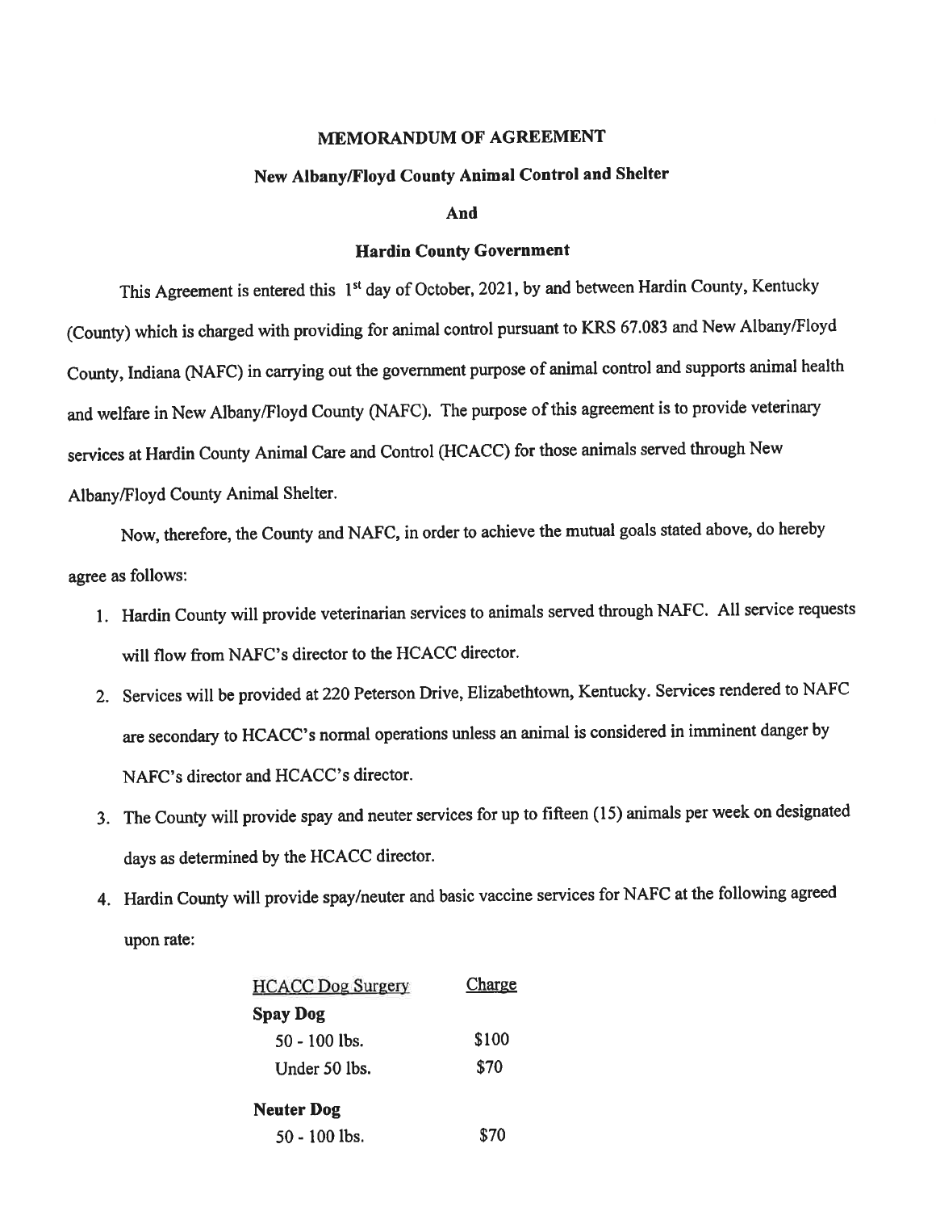**MEMORANDUM OF AGREEMENT**

**New Albany/Floyd County Animal Control and Shelter**

**And**

**Hardin County Government**

This Agreement is entered this 1st day of October, 2021, by and between Hardin County, Kentucky (County) which is charged with providing for animal control pursuant to KRS 67.083 and New Albany/Floyd County, Indiana (NAFC) in carrying out the government purpose of animal control and supports animal health and welfare in New Albany/Floyd County (NAFC). The purpose of this agreement is to provide veterinary services at Hardin County Animal Care and Control (HCACC) for those animals served through New Albany/Floyd County Animal Shelter.

Now, therefore, the County and NAFC, in order to achieve the mutual goals stated above, do hereby agree as follows:

1. Hardin County will provide veterinarian services to animals served through NAFC. All service requests will flow from NAFC's director to the HCACC director.
2. Services will be provided at 220 Peterson Drive, Elizabethtown, Kentucky. Services rendered to NAFC are secondary to HCACC's normal operations unless an animal is considered in imminent danger by NAFC's director and HCACC's director.
3. The County will provide spay and neuter services for up to fifteen (15) animals per week on designated days as determined by the HCACC director.
4. Hardin County will provide spay/neuter and basic vaccine services for NAFC at the following agreed upon rate:

| HCACC Dog Surgery | Charge |
|---|---|
| **Spay Dog** | |
| 50 - 100 lbs. | $100 |
| Under 50 lbs. | $70 |
| **Neuter Dog** | |
| 50 - 100 lbs. | $70 |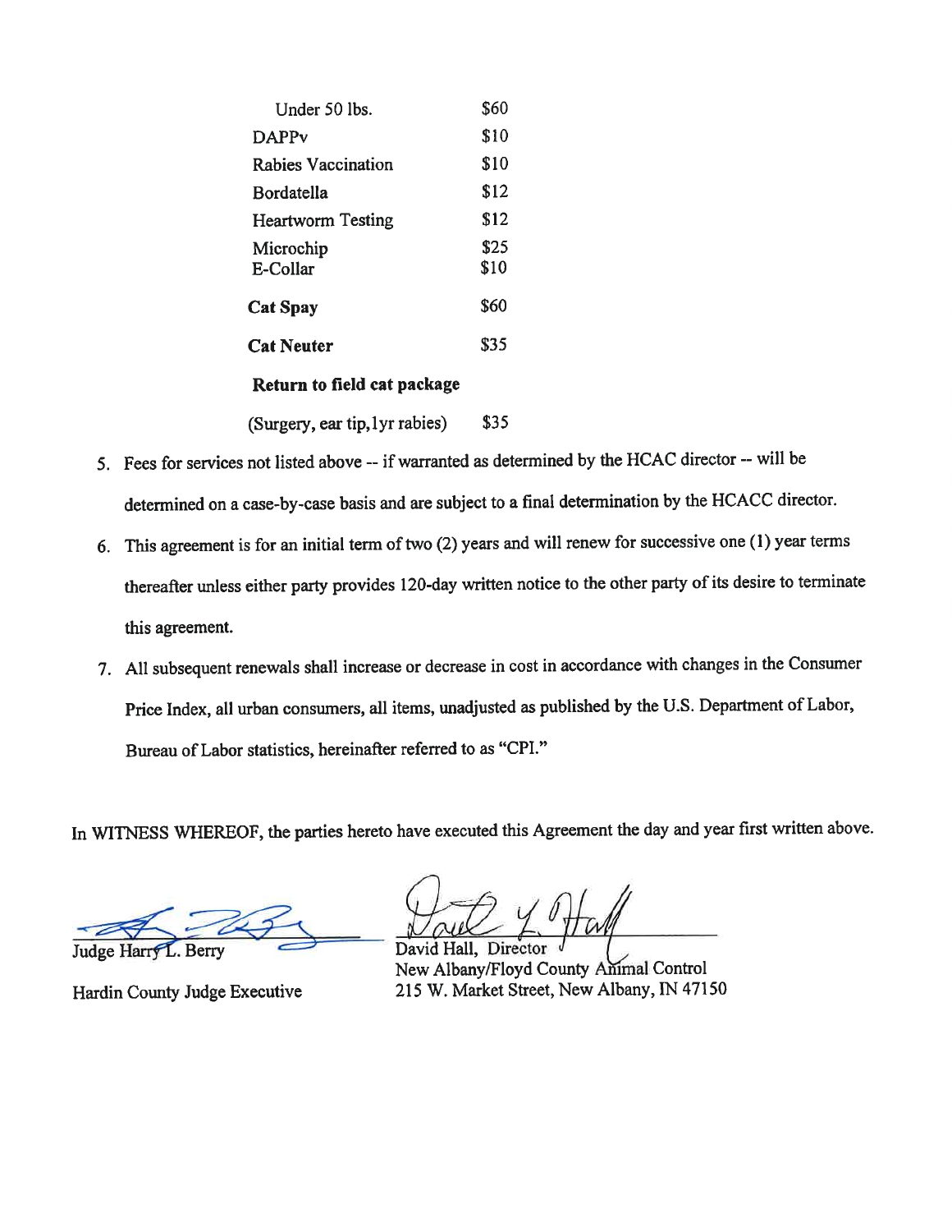| | |
|---|---|
| Under 50 lbs. | $60 |
| DAPPv | $10 |
| Rabies Vaccination | $10 |
| Bordatella | $12 |
| Heartworm Testing | $12 |
| Microchip | $25 |
| E-Collar | $10 |
| **Cat Spay** | $60 |
| **Cat Neuter** | $35 |
| **Return to field cat package** | |
| (Surgery, ear tip, 1yr rabies) | $35 |

5. Fees for services not listed above -- if warranted as determined by the HCAC director -- will be determined on a case-by-case basis and are subject to a final determination by the HCACC director.
6. This agreement is for an initial term of two (2) years and will renew for successive one (1) year terms thereafter unless either party provides 120-day written notice to the other party of its desire to terminate this agreement.
7. All subsequent renewals shall increase or decrease in cost in accordance with changes in the Consumer Price Index, all urban consumers, all items, unadjusted as published by the U.S. Department of Labor, Bureau of Labor statistics, hereinafter referred to as "CPI."

In WITNESS WHEREOF, the parties hereto have executed this Agreement the day and year first written above.

Judge Harry L. Berry

Hardin County Judge Executive

David Hall, Director
New Albany/Floyd County Animal Control
215 W. Market Street, New Albany, IN 47150